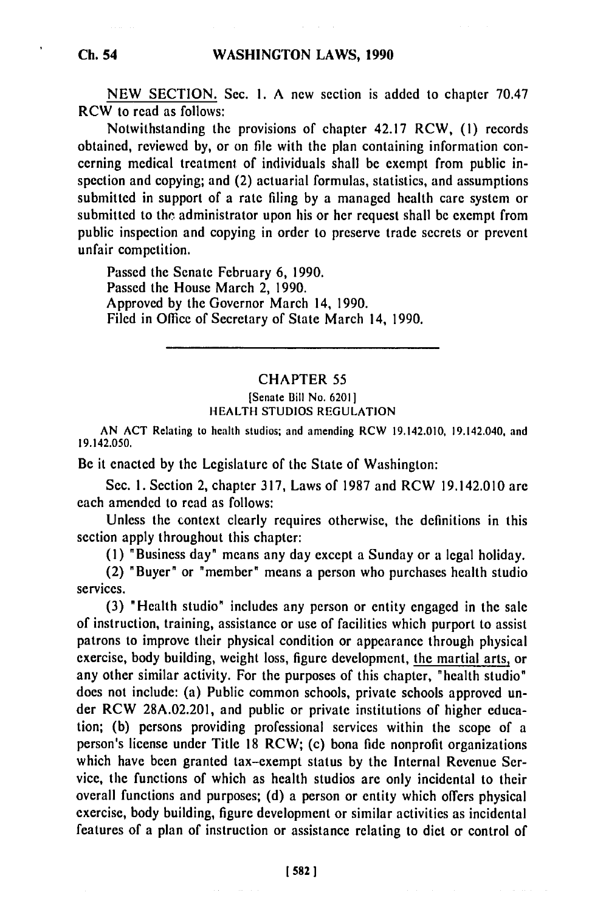NEW SECTION. Sec. 1. A new section is added to chapter 70.47 RCW to read as follows:

Notwithstanding the provisions of chapter 42.17 RCW, (1) records obtained, reviewed by, or on file with the plan containing information concerning medical treatment of individuals shall be exempt from public inspection and copying; and (2) actuarial formulas, statistics, and assumptions submitted in support of a rate filing by a managed health care system or submitted to the administrator upon his or her request shall be exempt from public inspection and copying in order to preserve trade secrets or prevent unfair competition.

Passed the Senate February 6, 1990.
Passed the House March 2, 1990.
Approved by the Governor March 14, 1990.
Filed in Office of Secretary of State March 14, 1990.

---

## CHAPTER 55

[Senate Bill No. 6201]

HEALTH STUDIOS REGULATION

AN ACT Relating to health studios; and amending RCW 19.142.010, 19.142.040, and 19.142.050.

Be it enacted by the Legislature of the State of Washington:

Sec. 1. Section 2, chapter 317, Laws of 1987 and RCW 19.142.010 are each amended to read as follows:

Unless the context clearly requires otherwise, the definitions in this section apply throughout this chapter:

(1) "Business day" means any day except a Sunday or a legal holiday.

(2) "Buyer" or "member" means a person who purchases health studio services.

(3) "Health studio" includes any person or entity engaged in the sale of instruction, training, assistance or use of facilities which purport to assist patrons to improve their physical condition or appearance through physical exercise, body building, weight loss, figure development, the martial arts, or any other similar activity. For the purposes of this chapter, "health studio" does not include: (a) Public common schools, private schools approved under RCW 28A.02.201, and public or private institutions of higher education; (b) persons providing professional services within the scope of a person's license under Title 18 RCW; (c) bona fide nonprofit organizations which have been granted tax-exempt status by the Internal Revenue Service, the functions of which as health studios are only incidental to their overall functions and purposes; (d) a person or entity which offers physical exercise, body building, figure development or similar activities as incidental features of a plan of instruction or assistance relating to diet or control of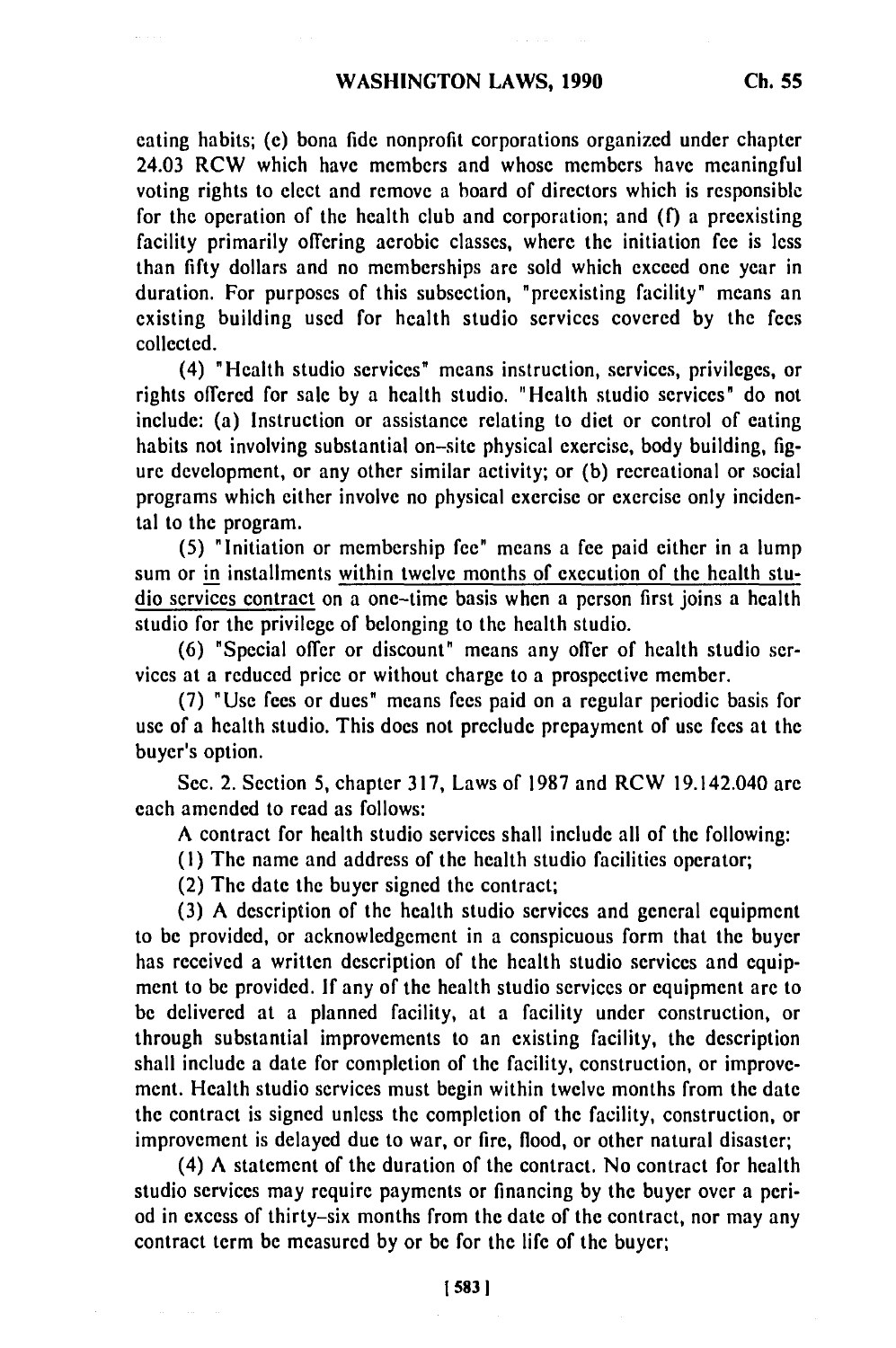eating habits; (e) bona fide nonprofit corporations organized under chapter 24.03 RCW which have members and whose members have meaningful voting rights to elect and remove a board of directors which is responsible for the operation of the health club and corporation; and (f) a preexisting facility primarily offering aerobic classes, where the initiation fee is less than fifty dollars and no memberships are sold which exceed one year in duration. For purposes of this subsection, "preexisting facility" means an existing building used for health studio services covered by the fees collected.

(4) "Health studio services" means instruction, services, privileges, or rights offered for sale by a health studio. "Health studio services" do not include: (a) Instruction or assistance relating to diet or control of eating habits not involving substantial on-site physical exercise, body building, figure development, or any other similar activity; or (b) recreational or social programs which either involve no physical exercise or exercise only incidental to the program.

(5) "Initiation or membership fee" means a fee paid either in a lump sum or <u>in</u> installments <u>within twelve months of execution of the health studio services contract</u> on a one-time basis when a person first joins a health studio for the privilege of belonging to the health studio.

(6) "Special offer or discount" means any offer of health studio services at a reduced price or without charge to a prospective member.

(7) "Use fees or dues" means fees paid on a regular periodic basis for use of a health studio. This does not preclude prepayment of use fees at the buyer's option.

Sec. 2. Section 5, chapter 317, Laws of 1987 and RCW 19.142.040 are each amended to read as follows:

A contract for health studio services shall include all of the following:

(1) The name and address of the health studio facilities operator;

(2) The date the buyer signed the contract;

(3) A description of the health studio services and general equipment to be provided, or acknowledgement in a conspicuous form that the buyer has received a written description of the health studio services and equipment to be provided. If any of the health studio services or equipment are to be delivered at a planned facility, at a facility under construction, or through substantial improvements to an existing facility, the description shall include a date for completion of the facility, construction, or improvement. Health studio services must begin within twelve months from the date the contract is signed unless the completion of the facility, construction, or improvement is delayed due to war, or fire, flood, or other natural disaster;

(4) A statement of the duration of the contract. No contract for health studio services may require payments or financing by the buyer over a period in excess of thirty-six months from the date of the contract, nor may any contract term be measured by or be for the life of the buyer;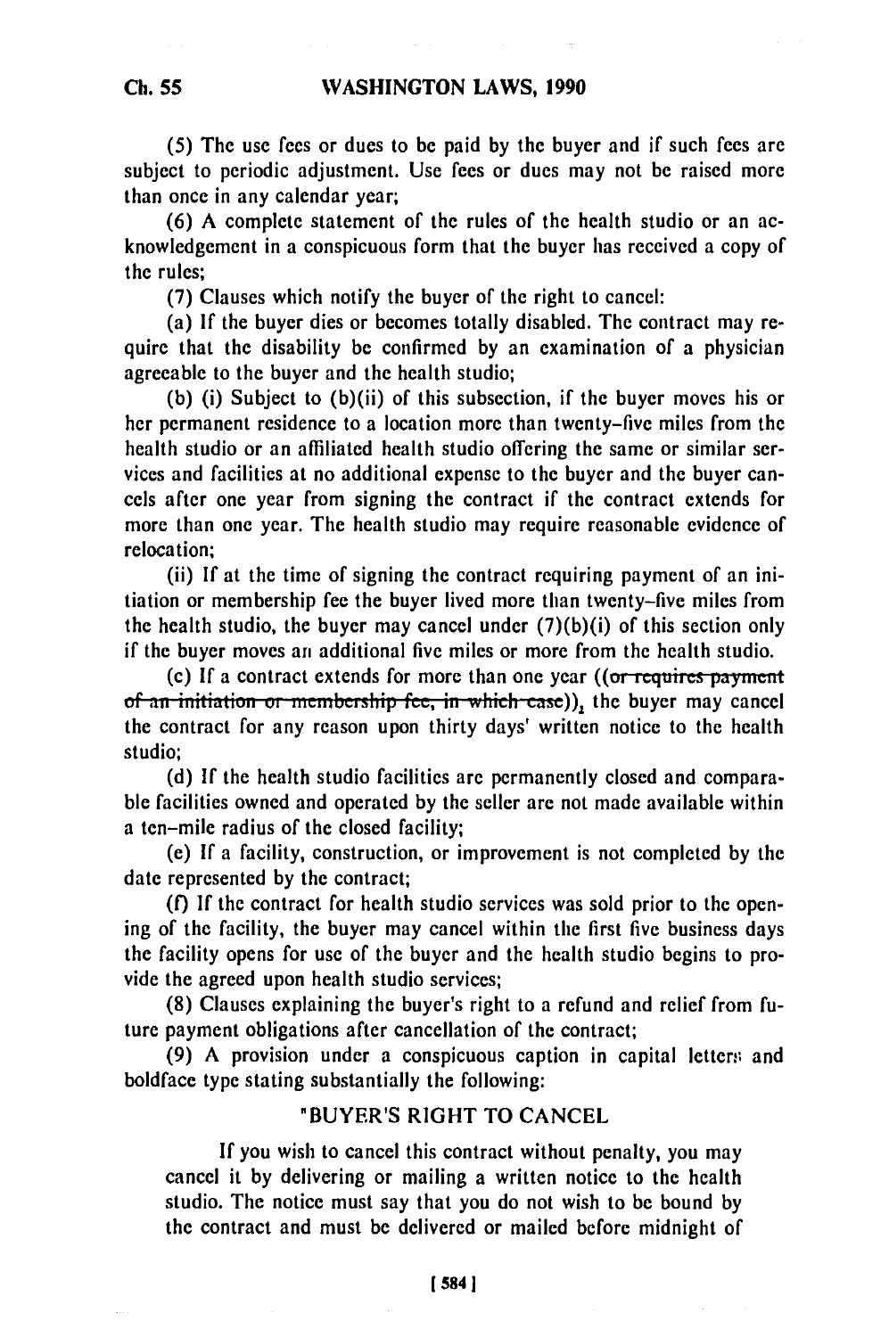(5) The use fees or dues to be paid by the buyer and if such fees are subject to periodic adjustment. Use fees or dues may not be raised more than once in any calendar year;

(6) A complete statement of the rules of the health studio or an acknowledgement in a conspicuous form that the buyer has received a copy of the rules;

(7) Clauses which notify the buyer of the right to cancel:

(a) If the buyer dies or becomes totally disabled. The contract may require that the disability be confirmed by an examination of a physician agreeable to the buyer and the health studio;

(b) (i) Subject to (b)(ii) of this subsection, if the buyer moves his or her permanent residence to a location more than twenty-five miles from the health studio or an affiliated health studio offering the same or similar services and facilities at no additional expense to the buyer and the buyer cancels after one year from signing the contract if the contract extends for more than one year. The health studio may require reasonable evidence of relocation;

(ii) If at the time of signing the contract requiring payment of an initiation or membership fee the buyer lived more than twenty-five miles from the health studio, the buyer may cancel under (7)(b)(i) of this section only if the buyer moves an additional five miles or more from the health studio.

(c) If a contract extends for more than one year ((~~or requires payment of an initiation or membership fee, in which case~~)), the buyer may cancel the contract for any reason upon thirty days' written notice to the health studio;

(d) If the health studio facilities are permanently closed and comparable facilities owned and operated by the seller are not made available within a ten-mile radius of the closed facility;

(e) If a facility, construction, or improvement is not completed by the date represented by the contract;

(f) If the contract for health studio services was sold prior to the opening of the facility, the buyer may cancel within the first five business days the facility opens for use of the buyer and the health studio begins to provide the agreed upon health studio services;

(8) Clauses explaining the buyer's right to a refund and relief from future payment obligations after cancellation of the contract;

(9) A provision under a conspicuous caption in capital letters and boldface type stating substantially the following:

"BUYER'S RIGHT TO CANCEL

If you wish to cancel this contract without penalty, you may cancel it by delivering or mailing a written notice to the health studio. The notice must say that you do not wish to be bound by the contract and must be delivered or mailed before midnight of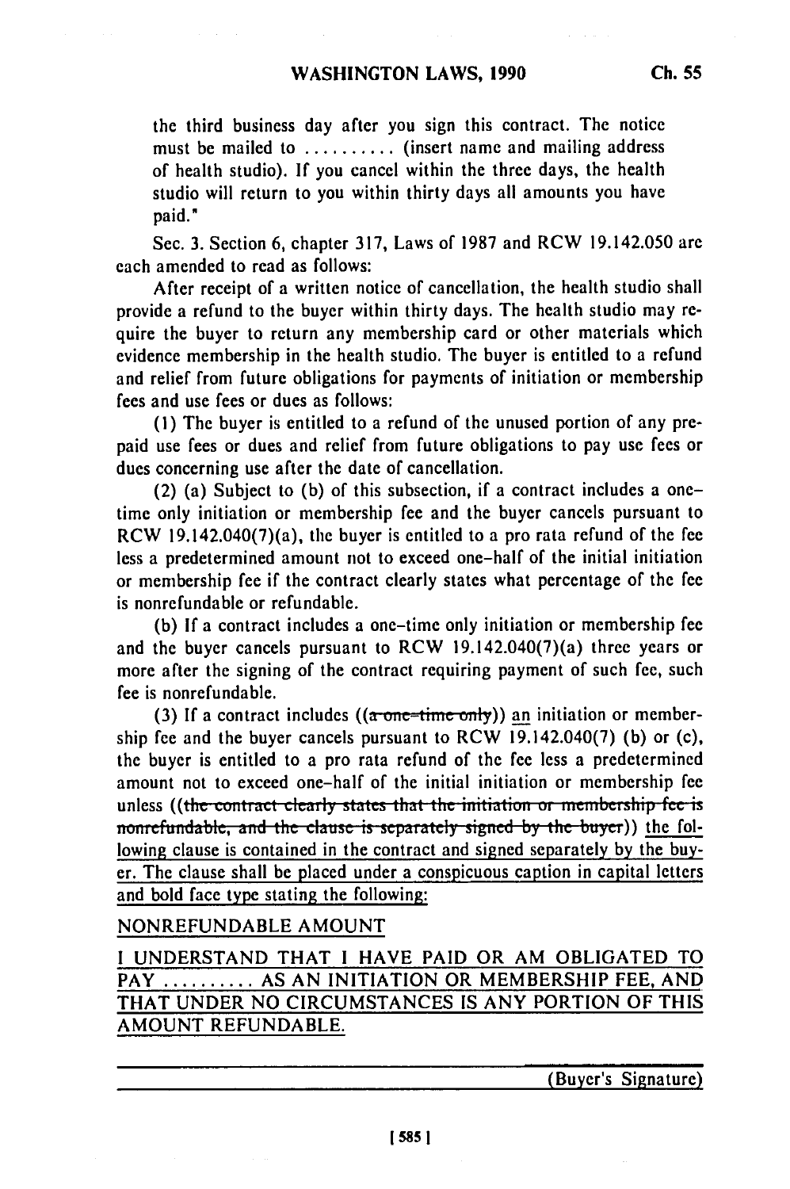the third business day after you sign this contract. The notice must be mailed to .......... (insert name and mailing address of health studio). If you cancel within the three days, the health studio will return to you within thirty days all amounts you have paid."

Sec. 3. Section 6, chapter 317, Laws of 1987 and RCW 19.142.050 are each amended to read as follows:

After receipt of a written notice of cancellation, the health studio shall provide a refund to the buyer within thirty days. The health studio may require the buyer to return any membership card or other materials which evidence membership in the health studio. The buyer is entitled to a refund and relief from future obligations for payments of initiation or membership fees and use fees or dues as follows:

(1) The buyer is entitled to a refund of the unused portion of any prepaid use fees or dues and relief from future obligations to pay use fees or dues concerning use after the date of cancellation.

(2) (a) Subject to (b) of this subsection, if a contract includes a one-time only initiation or membership fee and the buyer cancels pursuant to RCW 19.142.040(7)(a), the buyer is entitled to a pro rata refund of the fee less a predetermined amount not to exceed one-half of the initial initiation or membership fee if the contract clearly states what percentage of the fee is nonrefundable or refundable.

(b) If a contract includes a one-time only initiation or membership fee and the buyer cancels pursuant to RCW 19.142.040(7)(a) three years or more after the signing of the contract requiring payment of such fee, such fee is nonrefundable.

(3) If a contract includes ((~~a one-time only~~)) <u>an</u> initiation or membership fee and the buyer cancels pursuant to RCW 19.142.040(7) (b) or (c), the buyer is entitled to a pro rata refund of the fee less a predetermined amount not to exceed one-half of the initial initiation or membership fee unless ((~~the contract clearly states that the initiation or membership fee is nonrefundable, and the clause is separately signed by the buyer~~)) <u>the following clause is contained in the contract and signed separately by the buyer. The clause shall be placed under a conspicuous caption in capital letters and bold face type stating the following:</u>

<u>NONREFUNDABLE AMOUNT</u>

<u>I UNDERSTAND THAT I HAVE PAID OR AM OBLIGATED TO PAY .......... AS AN INITIATION OR MEMBERSHIP FEE, AND THAT UNDER NO CIRCUMSTANCES IS ANY PORTION OF THIS AMOUNT REFUNDABLE.</u>

<u>(Buyer's Signature)</u>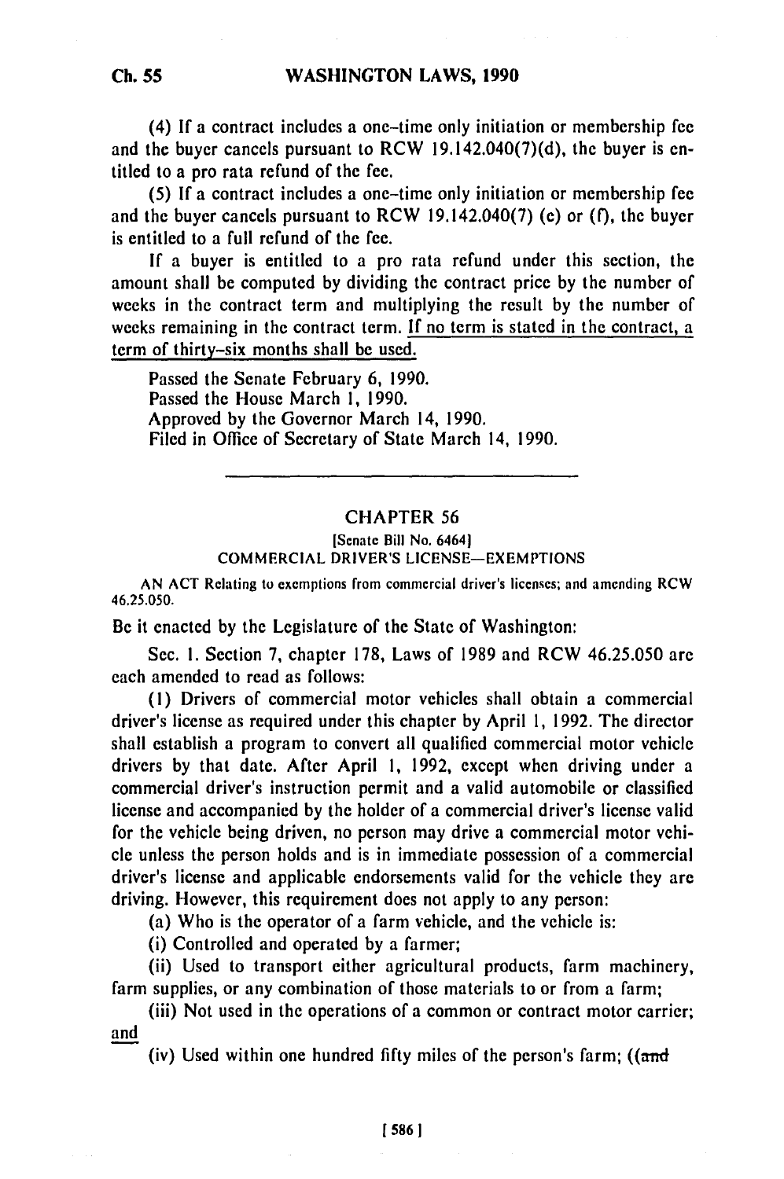(4) If a contract includes a one-time only initiation or membership fee and the buyer cancels pursuant to RCW 19.142.040(7)(d), the buyer is entitled to a pro rata refund of the fee.

(5) If a contract includes a one-time only initiation or membership fee and the buyer cancels pursuant to RCW 19.142.040(7) (e) or (f), the buyer is entitled to a full refund of the fee.

If a buyer is entitled to a pro rata refund under this section, the amount shall be computed by dividing the contract price by the number of weeks in the contract term and multiplying the result by the number of weeks remaining in the contract term. <u>If no term is stated in the contract, a term of thirty-six months shall be used.</u>

Passed the Senate February 6, 1990.
Passed the House March 1, 1990.
Approved by the Governor March 14, 1990.
Filed in Office of Secretary of State March 14, 1990.

---

## CHAPTER 56

[Senate Bill No. 6464]

COMMERCIAL DRIVER'S LICENSE—EXEMPTIONS

AN ACT Relating to exemptions from commercial driver's licenses; and amending RCW 46.25.050.

Be it enacted by the Legislature of the State of Washington:

Sec. 1. Section 7, chapter 178, Laws of 1989 and RCW 46.25.050 are each amended to read as follows:

(1) Drivers of commercial motor vehicles shall obtain a commercial driver's license as required under this chapter by April 1, 1992. The director shall establish a program to convert all qualified commercial motor vehicle drivers by that date. After April 1, 1992, except when driving under a commercial driver's instruction permit and a valid automobile or classified license and accompanied by the holder of a commercial driver's license valid for the vehicle being driven, no person may drive a commercial motor vehicle unless the person holds and is in immediate possession of a commercial driver's license and applicable endorsements valid for the vehicle they are driving. However, this requirement does not apply to any person:

(a) Who is the operator of a farm vehicle, and the vehicle is:

(i) Controlled and operated by a farmer;

(ii) Used to transport either agricultural products, farm machinery, farm supplies, or any combination of those materials to or from a farm;

(iii) Not used in the operations of a common or contract motor carrier; <u>and</u>

(iv) Used within one hundred fifty miles of the person's farm; ((~~and~~